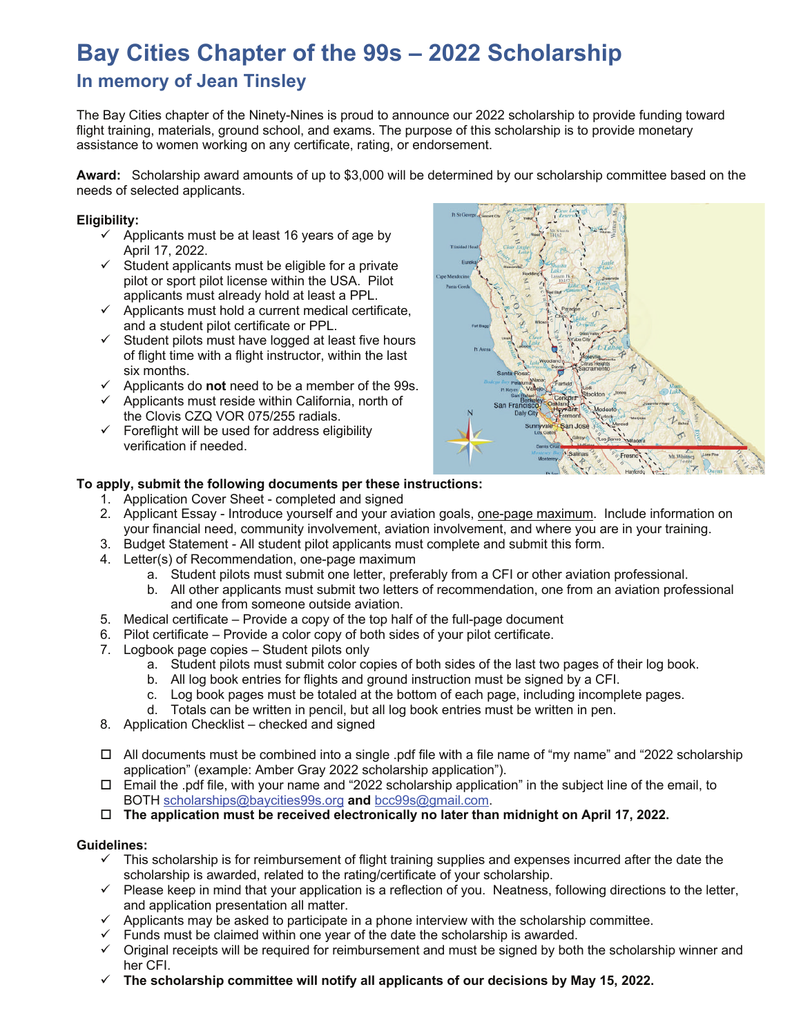# Bay Cities Chapter of the 99s – 2022 Scholarship

## In memory of Jean Tinsley

The Bay Cities chapter of the Ninety-Nines is proud to announce our 2022 scholarship to provide funding toward flight training, materials, ground school, and exams. The purpose of this scholarship is to provide monetary assistance to women working on any certificate, rating, or endorsement.

**Award:** Scholarship award amounts of up to $3,000 will be determined by our scholarship committee based on the needs of selected applicants.

**Eligibility:**

- ✓ Applicants must be at least 16 years of age by April 17, 2022.
- ✓ Student applicants must be eligible for a private pilot or sport pilot license within the USA. Pilot applicants must already hold at least a PPL.
- ✓ Applicants must hold a current medical certificate, and a student pilot certificate or PPL.
- ✓ Student pilots must have logged at least five hours of flight time with a flight instructor, within the last six months.
- ✓ Applicants do **not** need to be a member of the 99s.
- ✓ Applicants must reside within California, north of the Clovis CZQ VOR 075/255 radials.
- ✓ Foreflight will be used for address eligibility verification if needed.

**To apply, submit the following documents per these instructions:**

1. Application Cover Sheet - completed and signed
2. Applicant Essay - Introduce yourself and your aviation goals, <u>one-page maximum</u>. Include information on your financial need, community involvement, aviation involvement, and where you are in your training.
3. Budget Statement - All student pilot applicants must complete and submit this form.
4. Letter(s) of Recommendation, one-page maximum
   a. Student pilots must submit one letter, preferably from a CFI or other aviation professional.
   b. All other applicants must submit two letters of recommendation, one from an aviation professional and one from someone outside aviation.
5. Medical certificate – Provide a copy of the top half of the full-page document
6. Pilot certificate – Provide a color copy of both sides of your pilot certificate.
7. Logbook page copies – Student pilots only
   a. Student pilots must submit color copies of both sides of the last two pages of their log book.
   b. All log book entries for flights and ground instruction must be signed by a CFI.
   c. Log book pages must be totaled at the bottom of each page, including incomplete pages.
   d. Totals can be written in pencil, but all log book entries must be written in pen.
8. Application Checklist – checked and signed

- ☐ All documents must be combined into a single .pdf file with a file name of "my name" and "2022 scholarship application" (example: Amber Gray 2022 scholarship application").
- ☐ Email the .pdf file, with your name and "2022 scholarship application" in the subject line of the email, to BOTH scholarships@baycities99s.org **and** bcc99s@gmail.com.
- ☐ **The application must be received electronically no later than midnight on April 17, 2022.**

**Guidelines:**

- ✓ This scholarship is for reimbursement of flight training supplies and expenses incurred after the date the scholarship is awarded, related to the rating/certificate of your scholarship.
- ✓ Please keep in mind that your application is a reflection of you. Neatness, following directions to the letter, and application presentation all matter.
- ✓ Applicants may be asked to participate in a phone interview with the scholarship committee.
- ✓ Funds must be claimed within one year of the date the scholarship is awarded.
- ✓ Original receipts will be required for reimbursement and must be signed by both the scholarship winner and her CFI.
- ✓ **The scholarship committee will notify all applicants of our decisions by May 15, 2022.**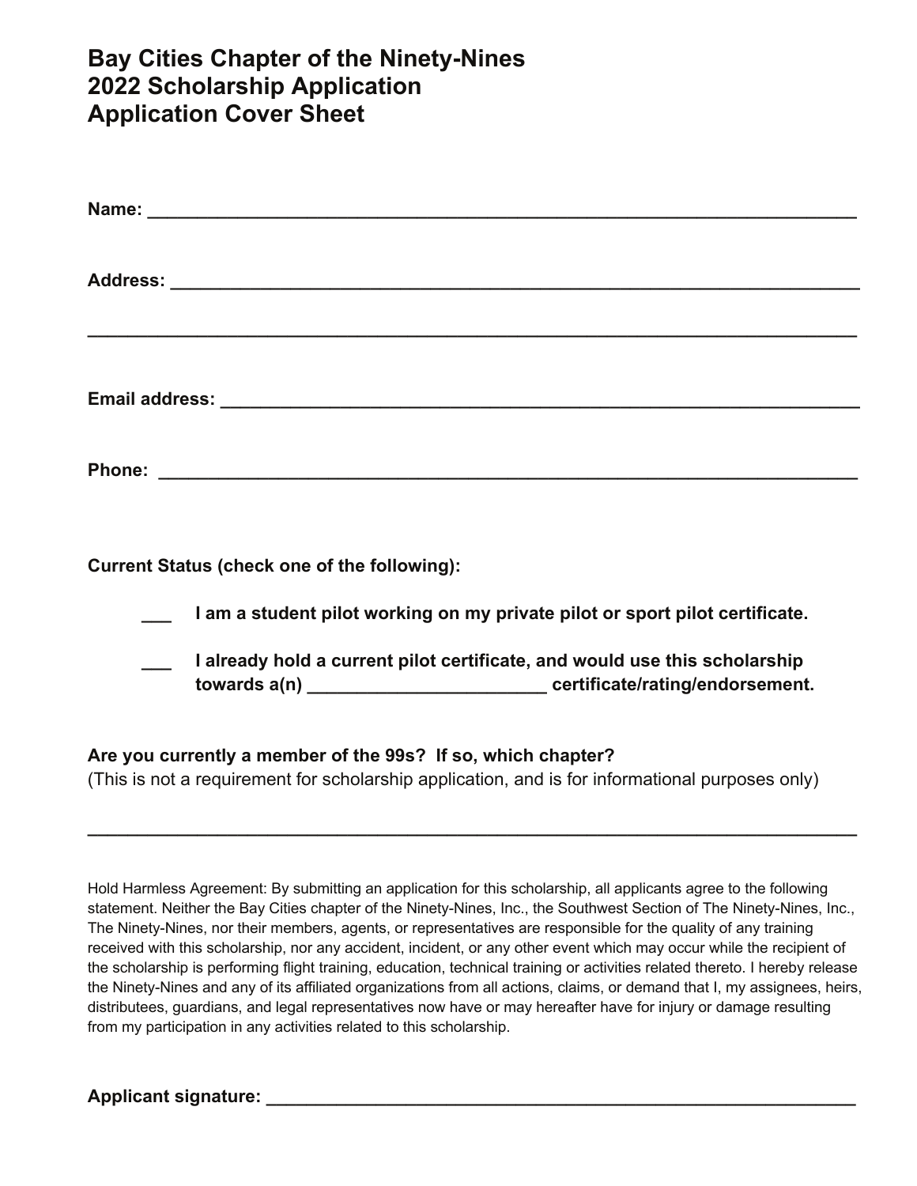# Bay Cities Chapter of the Ninety-Nines
# 2022 Scholarship Application
# Application Cover Sheet

**Name:** ______________________________________________________________________

**Address:** ____________________________________________________________________

_____________________________________________________________________________

**Email address:** _______________________________________________________________

**Phone:** ______________________________________________________________________

**Current Status (check one of the following):**

___ **I am a student pilot working on my private pilot or sport pilot certificate.**

___ **I already hold a current pilot certificate, and would use this scholarship towards a(n) ________________________ certificate/rating/endorsement.**

**Are you currently a member of the 99s? If so, which chapter?**
(This is not a requirement for scholarship application, and is for informational purposes only)

_____________________________________________________________________________

Hold Harmless Agreement: By submitting an application for this scholarship, all applicants agree to the following statement. Neither the Bay Cities chapter of the Ninety-Nines, Inc., the Southwest Section of The Ninety-Nines, Inc., The Ninety-Nines, nor their members, agents, or representatives are responsible for the quality of any training received with this scholarship, nor any accident, incident, or any other event which may occur while the recipient of the scholarship is performing flight training, education, technical training or activities related thereto. I hereby release the Ninety-Nines and any of its affiliated organizations from all actions, claims, or demand that I, my assignees, heirs, distributees, guardians, and legal representatives now have or may hereafter have for injury or damage resulting from my participation in any activities related to this scholarship.

**Applicant signature:** ______________________________________________________________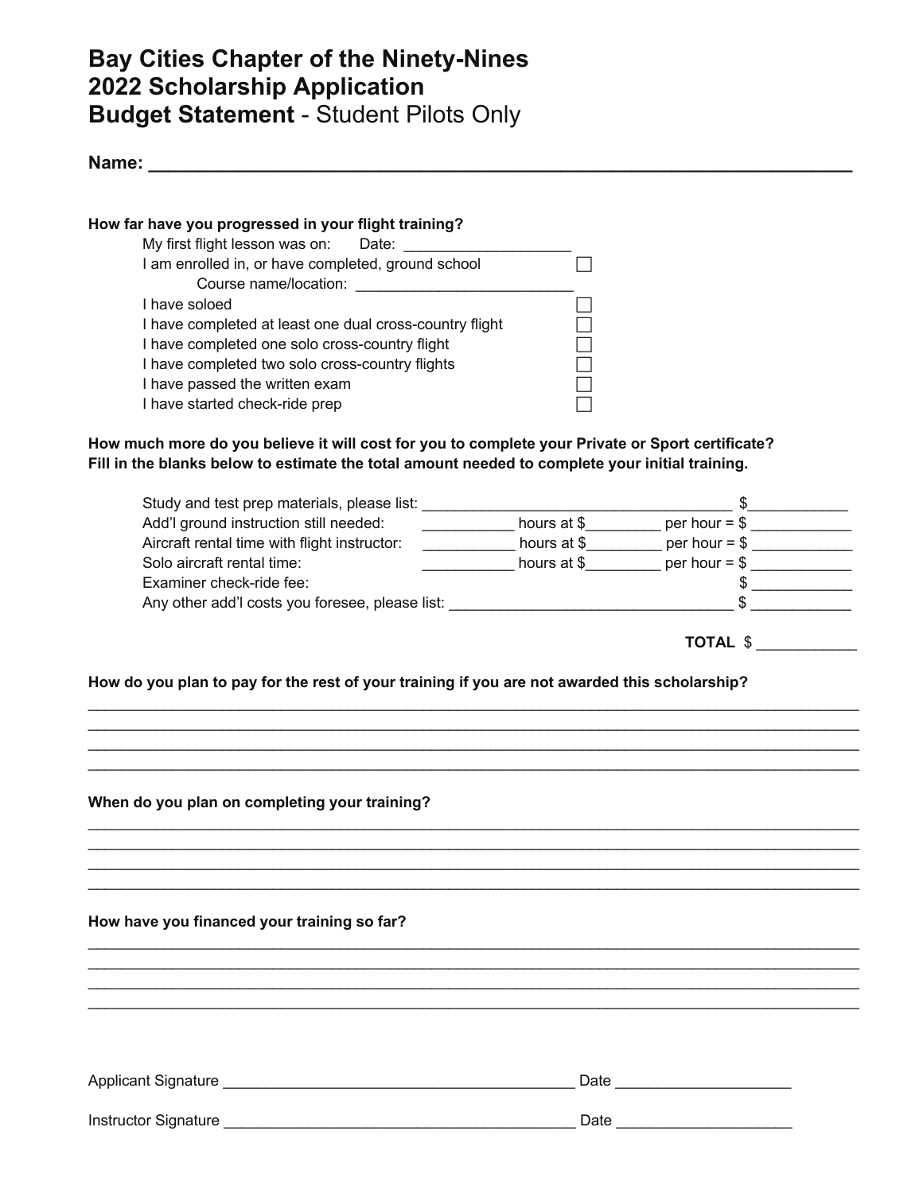# Bay Cities Chapter of the Ninety-Nines
# 2022 Scholarship Application
# **Budget Statement** - Student Pilots Only

**Name:** ______________________________________________________________________

**How far have you progressed in your flight training?**

- My first flight lesson was on: Date: ____________________
- I am enrolled in, or have completed, ground school ☐
  - Course name/location: ___________________________
- I have soloed ☐
- I have completed at least one dual cross-country flight ☐
- I have completed one solo cross-country flight ☐
- I have completed two solo cross-country flights ☐
- I have passed the written exam ☐
- I have started check-ride prep ☐

**How much more do you believe it will cost for you to complete your Private or Sport certificate? Fill in the blanks below to estimate the total amount needed to complete your initial training.**

Study and test prep materials, please list: ______________________________________ $____________

Add'l ground instruction still needed: ___________ hours at $_________ per hour = $ ____________

Aircraft rental time with flight instructor: ___________ hours at $_________ per hour = $ ____________

Solo aircraft rental time: ___________ hours at $_________ per hour = $ ____________

Examiner check-ride fee: $ ____________

Any other add'l costs you foresee, please list: __________________________________ $ ____________

**TOTAL** $ ____________

**How do you plan to pay for the rest of your training if you are not awarded this scholarship?**

______________________________________________________________________________________

______________________________________________________________________________________

______________________________________________________________________________________

______________________________________________________________________________________

**When do you plan on completing your training?**

______________________________________________________________________________________

______________________________________________________________________________________

______________________________________________________________________________________

______________________________________________________________________________________

**How have you financed your training so far?**

______________________________________________________________________________________

______________________________________________________________________________________

______________________________________________________________________________________

______________________________________________________________________________________

Applicant Signature __________________________________________ Date _____________________

Instructor Signature __________________________________________ Date _____________________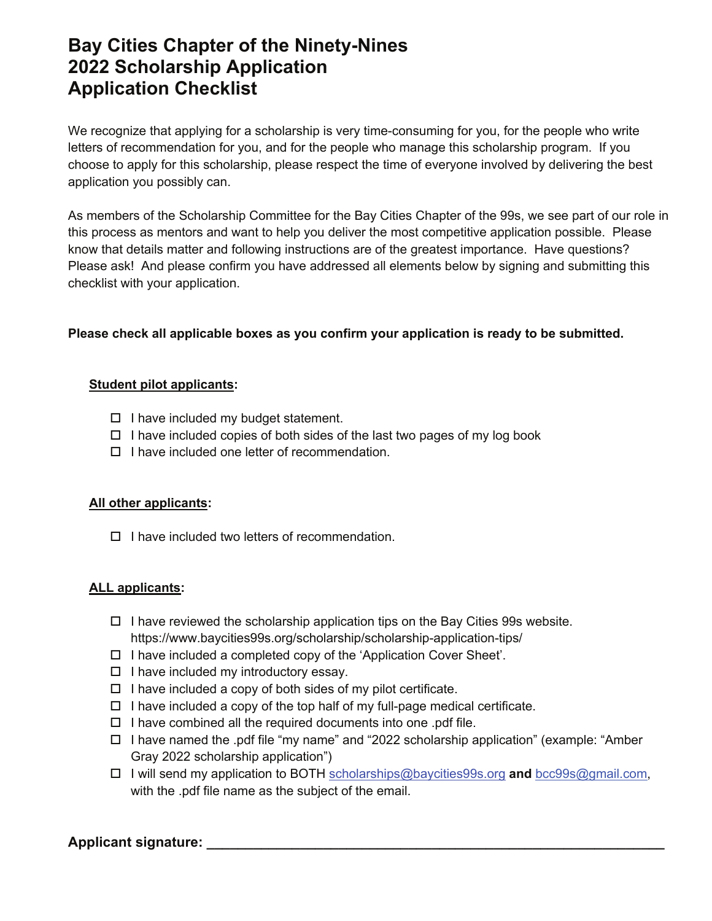# Bay Cities Chapter of the Ninety-Nines
# 2022 Scholarship Application
# Application Checklist

We recognize that applying for a scholarship is very time-consuming for you, for the people who write letters of recommendation for you, and for the people who manage this scholarship program. If you choose to apply for this scholarship, please respect the time of everyone involved by delivering the best application you possibly can.

As members of the Scholarship Committee for the Bay Cities Chapter of the 99s, we see part of our role in this process as mentors and want to help you deliver the most competitive application possible. Please know that details matter and following instructions are of the greatest importance. Have questions? Please ask! And please confirm you have addressed all elements below by signing and submitting this checklist with your application.

**Please check all applicable boxes as you confirm your application is ready to be submitted.**

**Student pilot applicants:**

- ☐ I have included my budget statement.
- ☐ I have included copies of both sides of the last two pages of my log book
- ☐ I have included one letter of recommendation.

**All other applicants:**

- ☐ I have included two letters of recommendation.

**ALL applicants:**

- ☐ I have reviewed the scholarship application tips on the Bay Cities 99s website. https://www.baycities99s.org/scholarship/scholarship-application-tips/
- ☐ I have included a completed copy of the 'Application Cover Sheet'.
- ☐ I have included my introductory essay.
- ☐ I have included a copy of both sides of my pilot certificate.
- ☐ I have included a copy of the top half of my full-page medical certificate.
- ☐ I have combined all the required documents into one .pdf file.
- ☐ I have named the .pdf file "my name" and "2022 scholarship application" (example: "Amber Gray 2022 scholarship application")
- ☐ I will send my application to BOTH scholarships@baycities99s.org **and** bcc99s@gmail.com, with the .pdf file name as the subject of the email.

**Applicant signature: ____________________________________________**